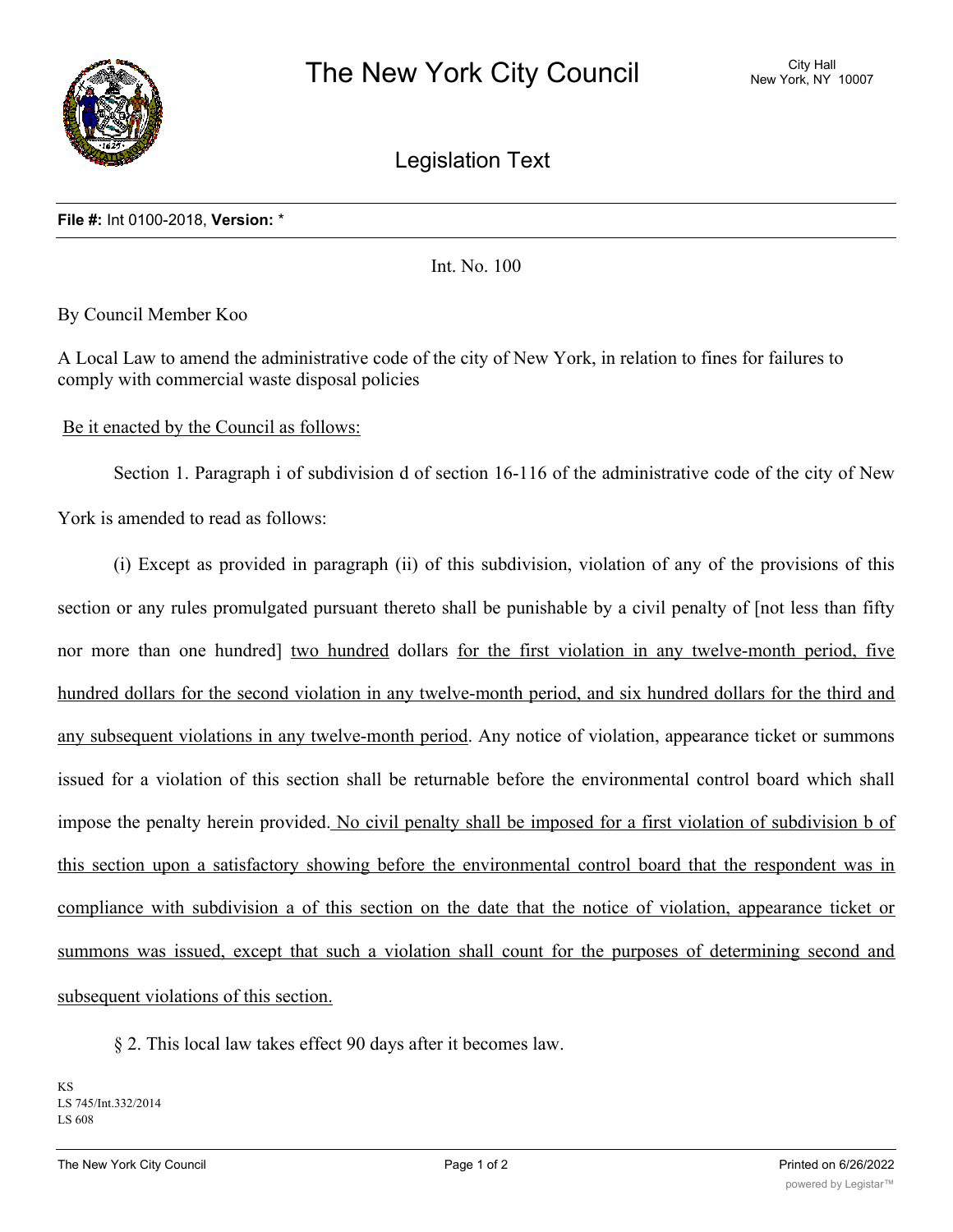# The New York City Council

City Hall
New York, NY 10007

## Legislation Text

**File #:** Int 0100-2018, **Version:** *

Int. No. 100

By Council Member Koo

A Local Law to amend the administrative code of the city of New York, in relation to fines for failures to comply with commercial waste disposal policies

Be it enacted by the Council as follows:

Section 1. Paragraph i of subdivision d of section 16-116 of the administrative code of the city of New York is amended to read as follows:

(i) Except as provided in paragraph (ii) of this subdivision, violation of any of the provisions of this section or any rules promulgated pursuant thereto shall be punishable by a civil penalty of [not less than fifty nor more than one hundred] two hundred dollars for the first violation in any twelve-month period, five hundred dollars for the second violation in any twelve-month period, and six hundred dollars for the third and any subsequent violations in any twelve-month period. Any notice of violation, appearance ticket or summons issued for a violation of this section shall be returnable before the environmental control board which shall impose the penalty herein provided. No civil penalty shall be imposed for a first violation of subdivision b of this section upon a satisfactory showing before the environmental control board that the respondent was in compliance with subdivision a of this section on the date that the notice of violation, appearance ticket or summons was issued, except that such a violation shall count for the purposes of determining second and subsequent violations of this section.

§ 2. This local law takes effect 90 days after it becomes law.

KS
LS 745/Int.332/2014
LS 608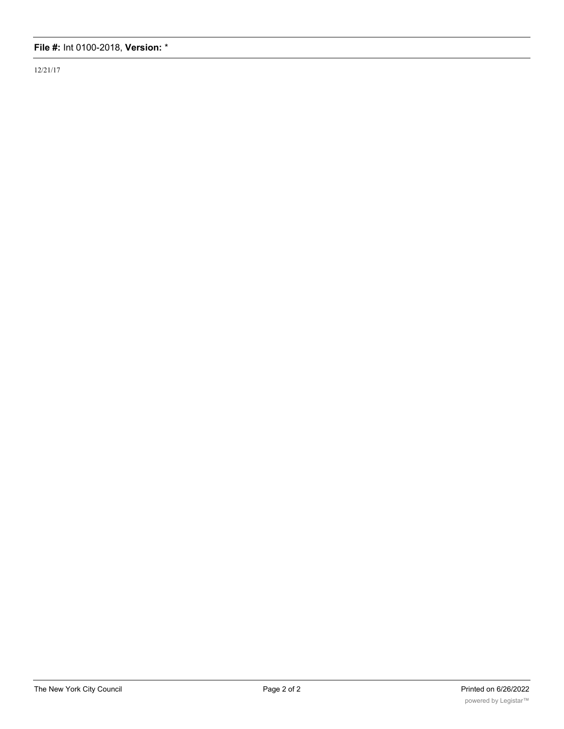12/21/17